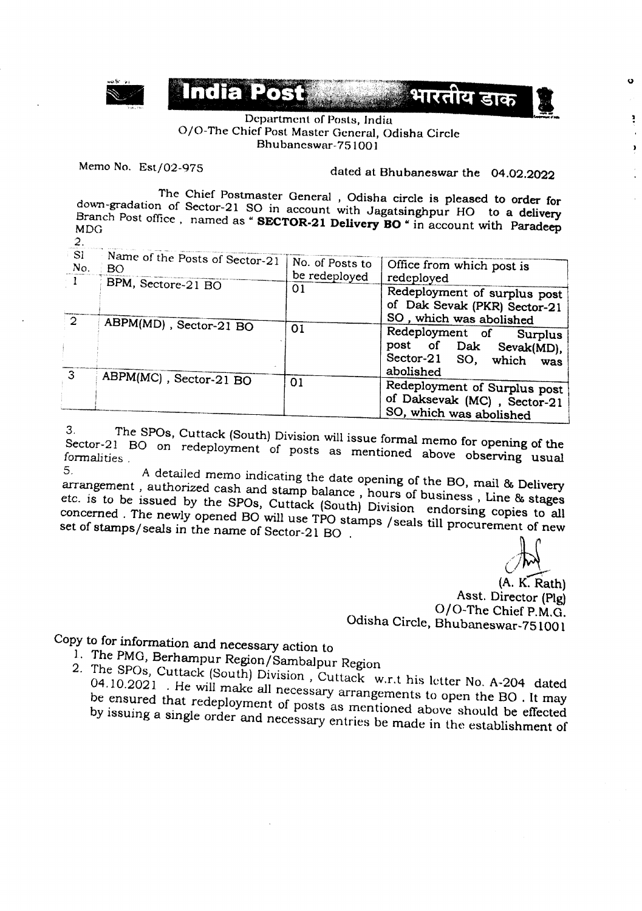India Post भारतीय डाक

Department of Posts, India
O/O-The Chief Post Master General, Odisha Circle
Bhubaneswar-751001

Memo No. Est/02-975 dated at Bhubaneswar the 04.02.2022

The Chief Postmaster General , Odisha circle is pleased to order for down-gradation of Sector-21 SO in account with Jagatsinghpur HO to a delivery Branch Post office , named as " **SECTOR-21 Delivery BO** " in account with Paradeep MDG

2.

| Sl No. | Name of the Posts of Sector-21 BO | No. of Posts to be redeployed | Office from which post is redeployed |
|---|---|---|---|
| 1 | BPM, Sectore-21 BO | 01 | Redeployment of surplus post of Dak Sevak (PKR) Sector-21 SO , which was abolished |
| 2 | ABPM(MD) , Sector-21 BO | 01 | Redeployment of Surplus post of Dak Sevak(MD), Sector-21 SO, which was abolished |
| 3 | ABPM(MC) , Sector-21 BO | 01 | Redeployment of Surplus post of Daksevak (MC) , Sector-21 SO, which was abolished |

3. The SPOs, Cuttack (South) Division will issue formal memo for opening of the Sector-21 BO on redeployment of posts as mentioned above observing usual formalities .

5. A detailed memo indicating the date opening of the BO, mail & Delivery arrangement , authorized cash and stamp balance , hours of business , Line & stages etc. is to be issued by the SPOs, Cuttack (South) Division endorsing copies to all concerned . The newly opened BO will use TPO stamps /seals till procurement of new set of stamps/seals in the name of Sector-21 BO .

(A. K. Rath)
Asst. Director (Plg)
O/O-The Chief P.M.G.
Odisha Circle, Bhubaneswar-751001

Copy to for information and necessary action to

1. The PMG, Berhampur Region/Sambalpur Region
2. The SPOs, Cuttack (South) Division , Cuttack w.r.t his letter No. A-204 dated 04.10.2021 . He will make all necessary arrangements to open the BO . It may be ensured that redeployment of posts as mentioned above should be effected by issuing a single order and necessary entries be made in the establishment of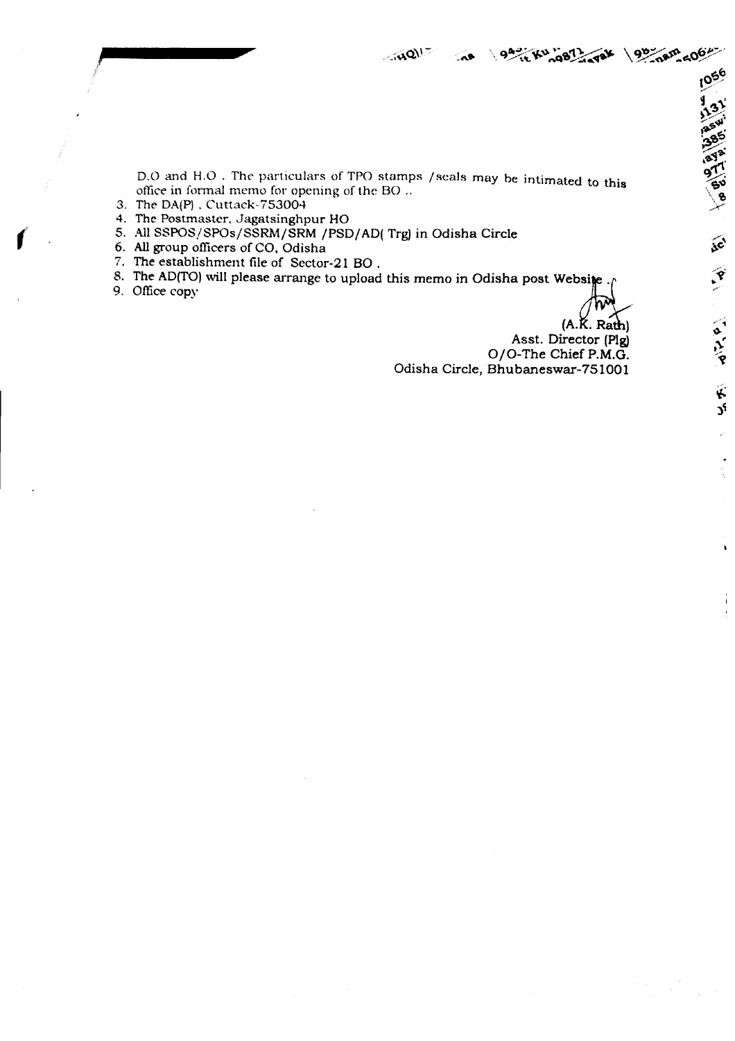D.O and H.O . The particulars of TPO stamps /seals may be intimated to this office in formal memo for opening of the BO ..

3. The DA(P) , Cuttack-753004
4. The Postmaster, Jagatsinghpur HO
5. All SSPOS/SPOs/SSRM/SRM /PSD/AD( Trg) in Odisha Circle
6. All group officers of CO, Odisha
7. The establishment file of Sector-21 BO .
8. The AD(TO) will please arrange to upload this memo in Odisha post Website .
9. Office copy

(A.K. Rath)
Asst. Director (Plg)
O/O-The Chief P.M.G.
Odisha Circle, Bhubaneswar-751001